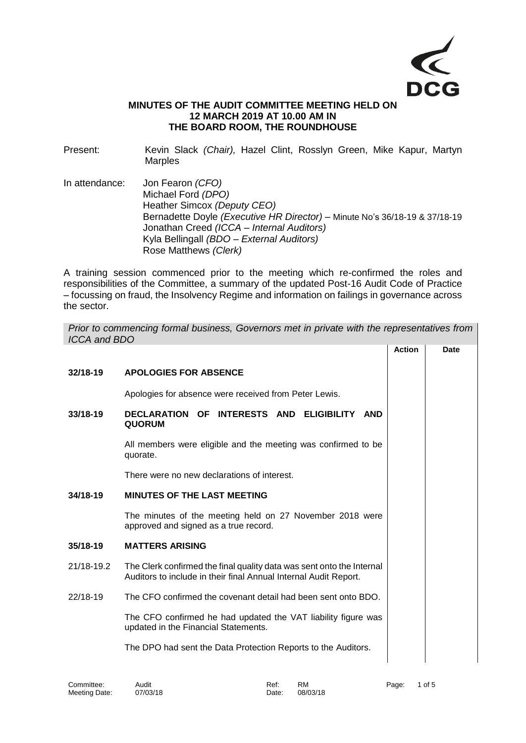# MINUTES OF THE AUDIT COMMITTEE MEETING HELD ON 12 MARCH 2019 AT 10.00 AM IN THE BOARD ROOM, THE ROUNDHOUSE

Present: Kevin Slack *(Chair),* Hazel Clint, Rosslyn Green, Mike Kapur, Martyn Marples

In attendance:
Jon Fearon *(CFO)*
Michael Ford *(DPO)*
Heather Simcox *(Deputy CEO)*
Bernadette Doyle *(Executive HR Director)* – Minute No's 36/18-19 & 37/18-19
Jonathan Creed *(ICCA – Internal Auditors)*
Kyla Bellingall *(BDO – External Auditors)*
Rose Matthews *(Clerk)*

A training session commenced prior to the meeting which re-confirmed the roles and responsibilities of the Committee, a summary of the updated Post-16 Audit Code of Practice – focussing on fraud, the Insolvency Regime and information on failings in governance across the sector.

*Prior to commencing formal business, Governors met in private with the representatives from ICCA and BDO*

| | | Action | Date |
|---|---|---|---|
| **32/18-19** | **APOLOGIES FOR ABSENCE** | | |
| | Apologies for absence were received from Peter Lewis. | | |
| **33/18-19** | **DECLARATION OF INTERESTS AND ELIGIBILITY AND QUORUM** | | |
| | All members were eligible and the meeting was confirmed to be quorate. | | |
| | There were no new declarations of interest. | | |
| **34/18-19** | **MINUTES OF THE LAST MEETING** | | |
| | The minutes of the meeting held on 27 November 2018 were approved and signed as a true record. | | |
| **35/18-19** | **MATTERS ARISING** | | |
| 21/18-19.2 | The Clerk confirmed the final quality data was sent onto the Internal Auditors to include in their final Annual Internal Audit Report. | | |
| 22/18-19 | The CFO confirmed the covenant detail had been sent onto BDO. | | |
| | The CFO confirmed he had updated the VAT liability figure was updated in the Financial Statements. | | |
| | The DPO had sent the Data Protection Reports to the Auditors. | | |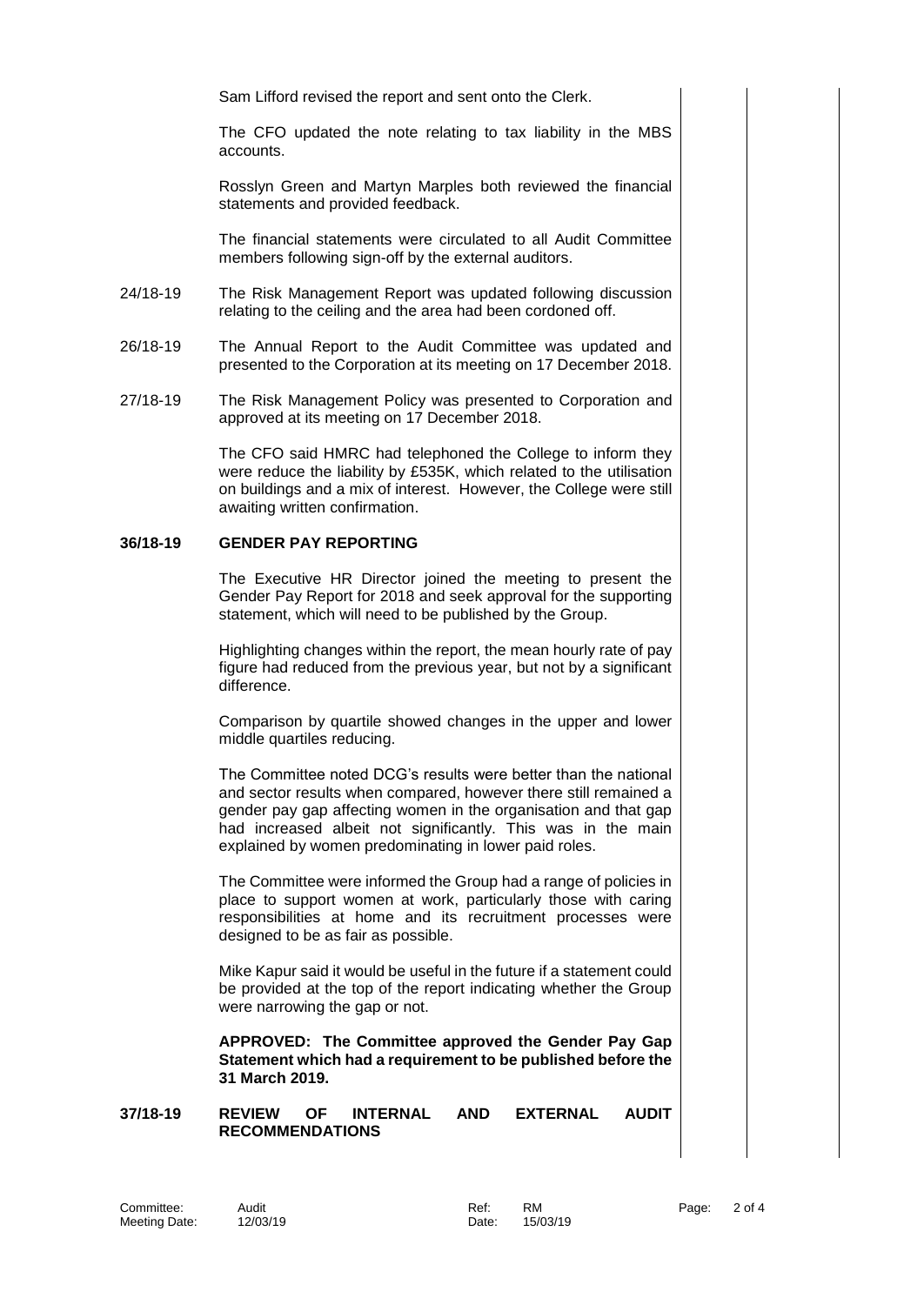Sam Lifford revised the report and sent onto the Clerk.

The CFO updated the note relating to tax liability in the MBS accounts.

Rosslyn Green and Martyn Marples both reviewed the financial statements and provided feedback.

The financial statements were circulated to all Audit Committee members following sign-off by the external auditors.

24/18-19 The Risk Management Report was updated following discussion relating to the ceiling and the area had been cordoned off.

26/18-19 The Annual Report to the Audit Committee was updated and presented to the Corporation at its meeting on 17 December 2018.

27/18-19 The Risk Management Policy was presented to Corporation and approved at its meeting on 17 December 2018.

The CFO said HMRC had telephoned the College to inform they were reduce the liability by £535K, which related to the utilisation on buildings and a mix of interest. However, the College were still awaiting written confirmation.

## 36/18-19 GENDER PAY REPORTING

The Executive HR Director joined the meeting to present the Gender Pay Report for 2018 and seek approval for the supporting statement, which will need to be published by the Group.

Highlighting changes within the report, the mean hourly rate of pay figure had reduced from the previous year, but not by a significant difference.

Comparison by quartile showed changes in the upper and lower middle quartiles reducing.

The Committee noted DCG's results were better than the national and sector results when compared, however there still remained a gender pay gap affecting women in the organisation and that gap had increased albeit not significantly. This was in the main explained by women predominating in lower paid roles.

The Committee were informed the Group had a range of policies in place to support women at work, particularly those with caring responsibilities at home and its recruitment processes were designed to be as fair as possible.

Mike Kapur said it would be useful in the future if a statement could be provided at the top of the report indicating whether the Group were narrowing the gap or not.

**APPROVED: The Committee approved the Gender Pay Gap Statement which had a requirement to be published before the 31 March 2019.**

## 37/18-19 REVIEW OF INTERNAL AND EXTERNAL AUDIT RECOMMENDATIONS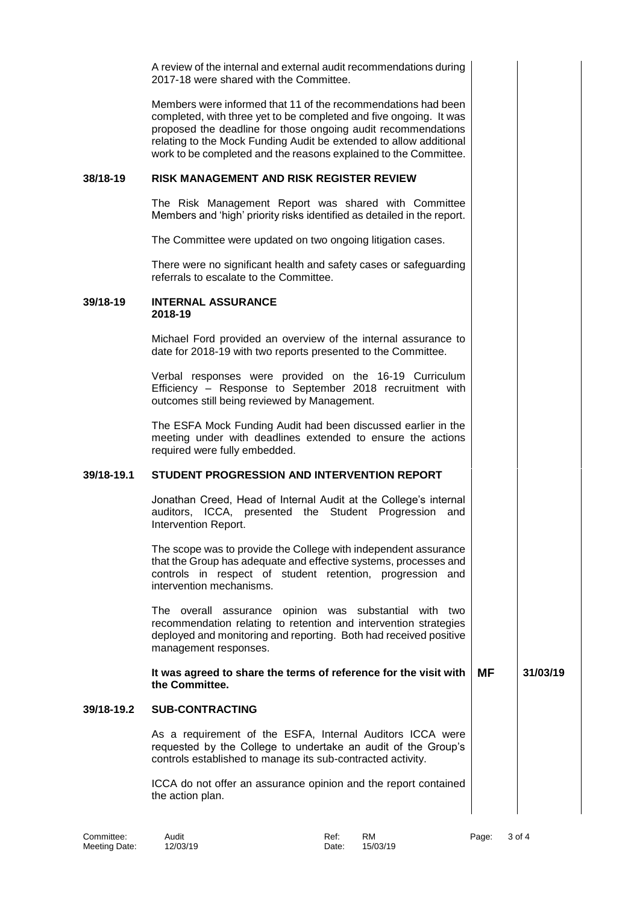A review of the internal and external audit recommendations during 2017-18 were shared with the Committee.

Members were informed that 11 of the recommendations had been completed, with three yet to be completed and five ongoing. It was proposed the deadline for those ongoing audit recommendations relating to the Mock Funding Audit be extended to allow additional work to be completed and the reasons explained to the Committee.

**38/18-19 RISK MANAGEMENT AND RISK REGISTER REVIEW**

The Risk Management Report was shared with Committee Members and 'high' priority risks identified as detailed in the report.

The Committee were updated on two ongoing litigation cases.

There were no significant health and safety cases or safeguarding referrals to escalate to the Committee.

**39/18-19 INTERNAL ASSURANCE**
**2018-19**

Michael Ford provided an overview of the internal assurance to date for 2018-19 with two reports presented to the Committee.

Verbal responses were provided on the 16-19 Curriculum Efficiency – Response to September 2018 recruitment with outcomes still being reviewed by Management.

The ESFA Mock Funding Audit had been discussed earlier in the meeting under with deadlines extended to ensure the actions required were fully embedded.

**39/18-19.1 STUDENT PROGRESSION AND INTERVENTION REPORT**

Jonathan Creed, Head of Internal Audit at the College's internal auditors, ICCA, presented the Student Progression and Intervention Report.

The scope was to provide the College with independent assurance that the Group has adequate and effective systems, processes and controls in respect of student retention, progression and intervention mechanisms.

The overall assurance opinion was substantial with two recommendation relating to retention and intervention strategies deployed and monitoring and reporting. Both had received positive management responses.

| | Action | Date |
|---|---|---|
| **It was agreed to share the terms of reference for the visit with the Committee.** | **MF** | **31/03/19** |

**39/18-19.2 SUB-CONTRACTING**

As a requirement of the ESFA, Internal Auditors ICCA were requested by the College to undertake an audit of the Group's controls established to manage its sub-contracted activity.

ICCA do not offer an assurance opinion and the report contained the action plan.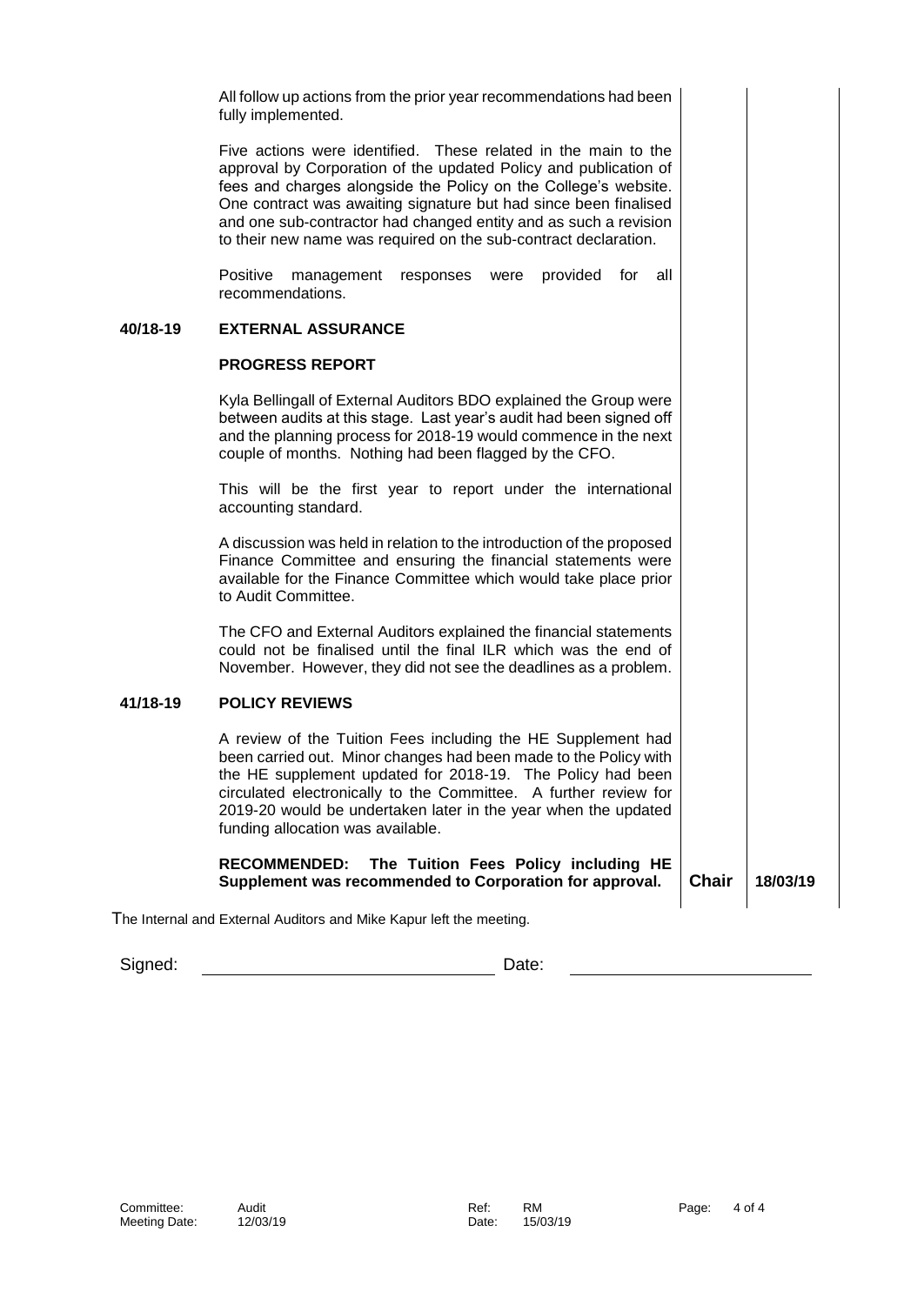All follow up actions from the prior year recommendations had been fully implemented.

Five actions were identified. These related in the main to the approval by Corporation of the updated Policy and publication of fees and charges alongside the Policy on the College's website. One contract was awaiting signature but had since been finalised and one sub-contractor had changed entity and as such a revision to their new name was required on the sub-contract declaration.

Positive management responses were provided for all recommendations.

**40/18-19 EXTERNAL ASSURANCE**

**PROGRESS REPORT**

Kyla Bellingall of External Auditors BDO explained the Group were between audits at this stage. Last year's audit had been signed off and the planning process for 2018-19 would commence in the next couple of months. Nothing had been flagged by the CFO.

This will be the first year to report under the international accounting standard.

A discussion was held in relation to the introduction of the proposed Finance Committee and ensuring the financial statements were available for the Finance Committee which would take place prior to Audit Committee.

The CFO and External Auditors explained the financial statements could not be finalised until the final ILR which was the end of November. However, they did not see the deadlines as a problem.

**41/18-19 POLICY REVIEWS**

A review of the Tuition Fees including the HE Supplement had been carried out. Minor changes had been made to the Policy with the HE supplement updated for 2018-19. The Policy had been circulated electronically to the Committee. A further review for 2019-20 would be undertaken later in the year when the updated funding allocation was available.

| | | |
|---|---|---|
| **RECOMMENDED: The Tuition Fees Policy including HE Supplement was recommended to Corporation for approval.** | **Chair** | **18/03/19** |

The Internal and External Auditors and Mike Kapur left the meeting.

Signed: ______________________________ Date: ______________________________

Committee: Audit
Meeting Date: 12/03/19
Ref: RM
Date: 15/03/19